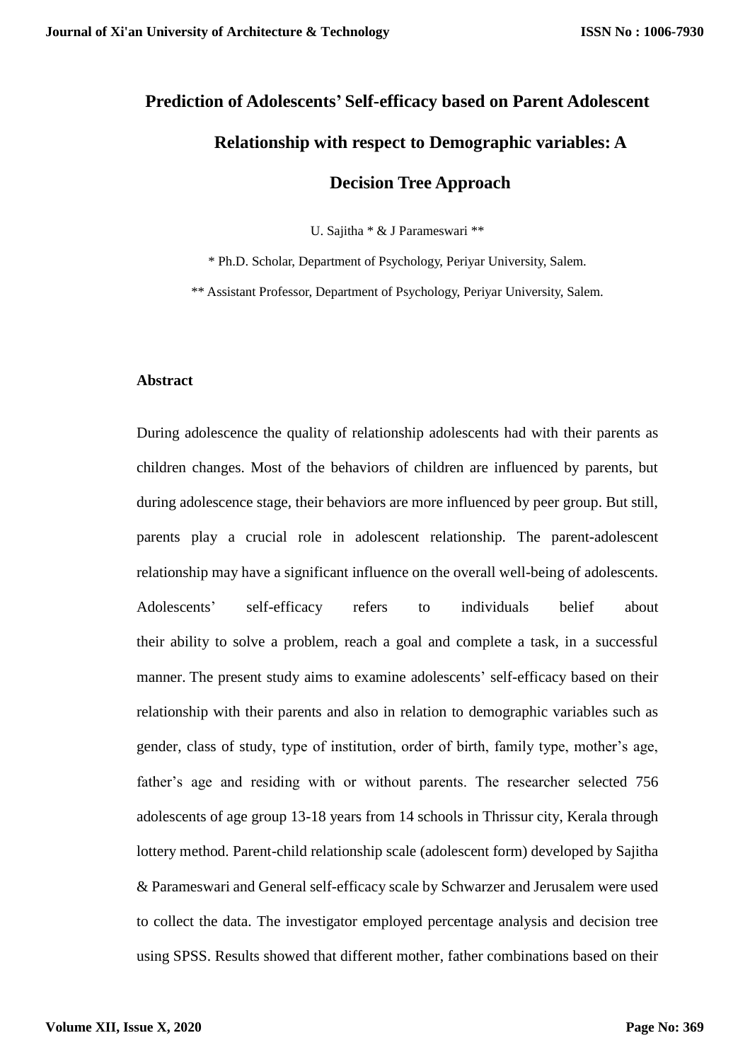# Prediction of Adolescents' Self-efficacy based on Parent Adolescent Relationship with respect to Demographic variables: A Decision Tree Approach

U. Sajitha * & J Parameswari **

* Ph.D. Scholar, Department of Psychology, Periyar University, Salem.

** Assistant Professor, Department of Psychology, Periyar University, Salem.

## Abstract

During adolescence the quality of relationship adolescents had with their parents as children changes. Most of the behaviors of children are influenced by parents, but during adolescence stage, their behaviors are more influenced by peer group. But still, parents play a crucial role in adolescent relationship. The parent-adolescent relationship may have a significant influence on the overall well-being of adolescents. Adolescents' self-efficacy refers to individuals belief about their ability to solve a problem, reach a goal and complete a task, in a successful manner. The present study aims to examine adolescents' self-efficacy based on their relationship with their parents and also in relation to demographic variables such as gender, class of study, type of institution, order of birth, family type, mother's age, father's age and residing with or without parents. The researcher selected 756 adolescents of age group 13-18 years from 14 schools in Thrissur city, Kerala through lottery method. Parent-child relationship scale (adolescent form) developed by Sajitha & Parameswari and General self-efficacy scale by Schwarzer and Jerusalem were used to collect the data. The investigator employed percentage analysis and decision tree using SPSS. Results showed that different mother, father combinations based on their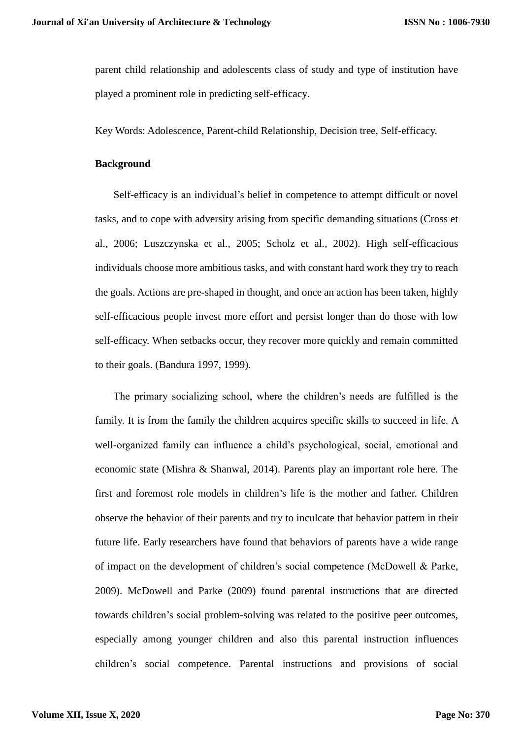parent child relationship and adolescents class of study and type of institution have played a prominent role in predicting self-efficacy.

Key Words: Adolescence, Parent-child Relationship, Decision tree, Self-efficacy.

**Background**

Self-efficacy is an individual's belief in competence to attempt difficult or novel tasks, and to cope with adversity arising from specific demanding situations (Cross et al., 2006; Luszczynska et al., 2005; Scholz et al., 2002). High self-efficacious individuals choose more ambitious tasks, and with constant hard work they try to reach the goals. Actions are pre-shaped in thought, and once an action has been taken, highly self-efficacious people invest more effort and persist longer than do those with low self-efficacy. When setbacks occur, they recover more quickly and remain committed to their goals. (Bandura 1997, 1999).

The primary socializing school, where the children's needs are fulfilled is the family. It is from the family the children acquires specific skills to succeed in life. A well-organized family can influence a child's psychological, social, emotional and economic state (Mishra & Shanwal, 2014). Parents play an important role here. The first and foremost role models in children's life is the mother and father. Children observe the behavior of their parents and try to inculcate that behavior pattern in their future life. Early researchers have found that behaviors of parents have a wide range of impact on the development of children's social competence (McDowell & Parke, 2009). McDowell and Parke (2009) found parental instructions that are directed towards children's social problem-solving was related to the positive peer outcomes, especially among younger children and also this parental instruction influences children's social competence. Parental instructions and provisions of social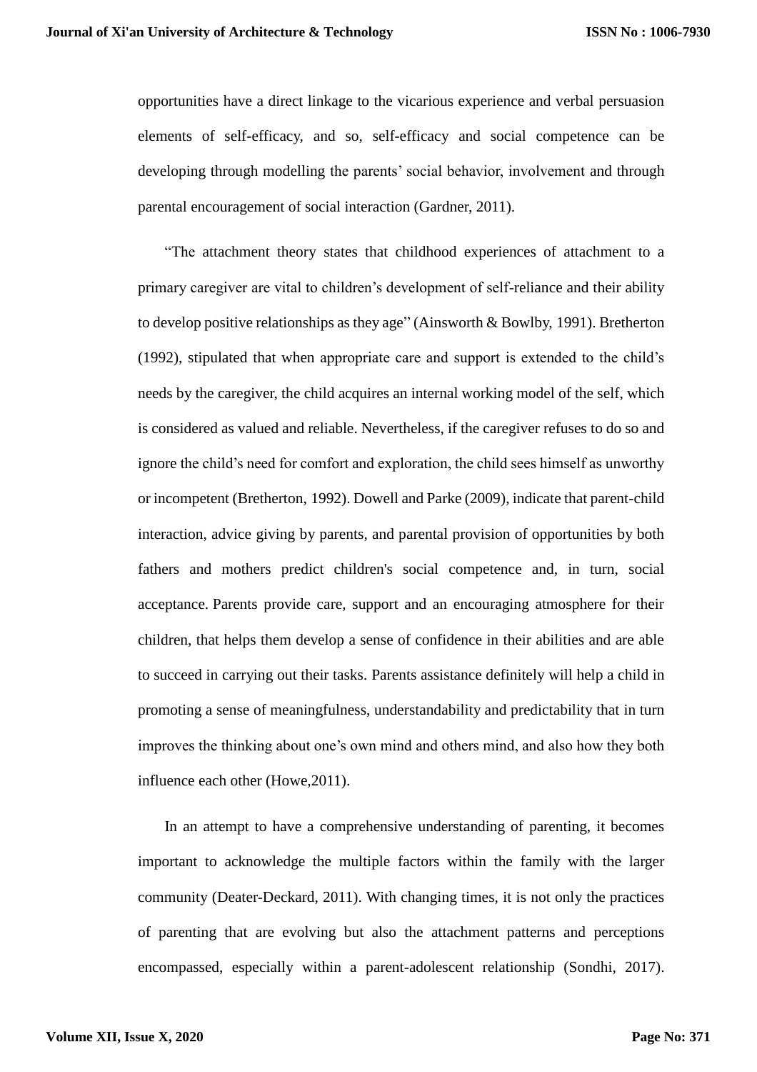opportunities have a direct linkage to the vicarious experience and verbal persuasion elements of self-efficacy, and so, self-efficacy and social competence can be developing through modelling the parents' social behavior, involvement and through parental encouragement of social interaction (Gardner, 2011).

"The attachment theory states that childhood experiences of attachment to a primary caregiver are vital to children's development of self-reliance and their ability to develop positive relationships as they age" (Ainsworth & Bowlby, 1991). Bretherton (1992), stipulated that when appropriate care and support is extended to the child's needs by the caregiver, the child acquires an internal working model of the self, which is considered as valued and reliable. Nevertheless, if the caregiver refuses to do so and ignore the child's need for comfort and exploration, the child sees himself as unworthy or incompetent (Bretherton, 1992). Dowell and Parke (2009), indicate that parent-child interaction, advice giving by parents, and parental provision of opportunities by both fathers and mothers predict children's social competence and, in turn, social acceptance. Parents provide care, support and an encouraging atmosphere for their children, that helps them develop a sense of confidence in their abilities and are able to succeed in carrying out their tasks. Parents assistance definitely will help a child in promoting a sense of meaningfulness, understandability and predictability that in turn improves the thinking about one's own mind and others mind, and also how they both influence each other (Howe,2011).

In an attempt to have a comprehensive understanding of parenting, it becomes important to acknowledge the multiple factors within the family with the larger community (Deater-Deckard, 2011). With changing times, it is not only the practices of parenting that are evolving but also the attachment patterns and perceptions encompassed, especially within a parent-adolescent relationship (Sondhi, 2017).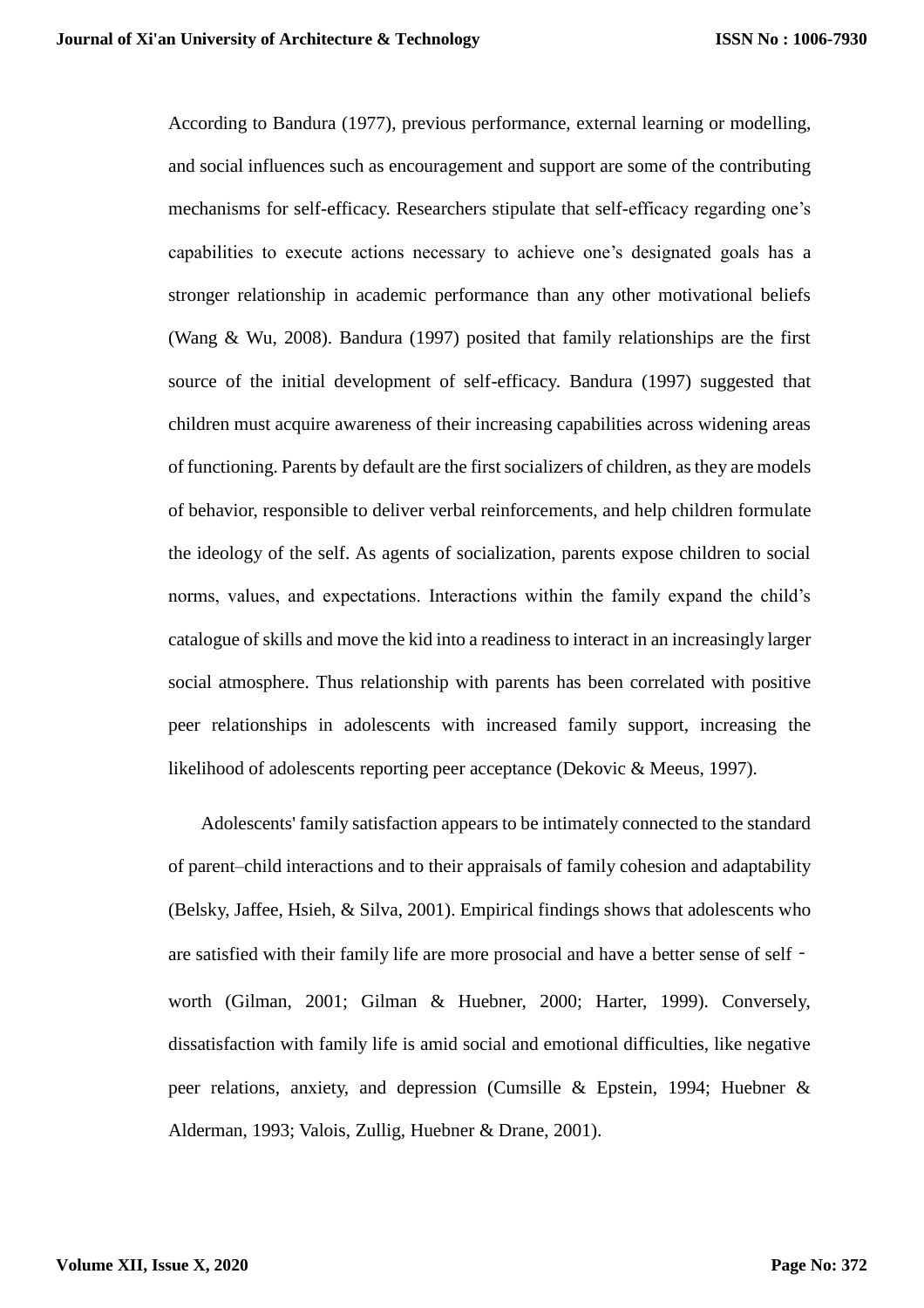According to Bandura (1977), previous performance, external learning or modelling, and social influences such as encouragement and support are some of the contributing mechanisms for self-efficacy. Researchers stipulate that self-efficacy regarding one's capabilities to execute actions necessary to achieve one's designated goals has a stronger relationship in academic performance than any other motivational beliefs (Wang & Wu, 2008). Bandura (1997) posited that family relationships are the first source of the initial development of self-efficacy. Bandura (1997) suggested that children must acquire awareness of their increasing capabilities across widening areas of functioning. Parents by default are the first socializers of children, as they are models of behavior, responsible to deliver verbal reinforcements, and help children formulate the ideology of the self. As agents of socialization, parents expose children to social norms, values, and expectations. Interactions within the family expand the child's catalogue of skills and move the kid into a readiness to interact in an increasingly larger social atmosphere. Thus relationship with parents has been correlated with positive peer relationships in adolescents with increased family support, increasing the likelihood of adolescents reporting peer acceptance (Dekovic & Meeus, 1997).

Adolescents' family satisfaction appears to be intimately connected to the standard of parent–child interactions and to their appraisals of family cohesion and adaptability (Belsky, Jaffee, Hsieh, & Silva, 2001). Empirical findings shows that adolescents who are satisfied with their family life are more prosocial and have a better sense of self-worth (Gilman, 2001; Gilman & Huebner, 2000; Harter, 1999). Conversely, dissatisfaction with family life is amid social and emotional difficulties, like negative peer relations, anxiety, and depression (Cumsille & Epstein, 1994; Huebner & Alderman, 1993; Valois, Zullig, Huebner & Drane, 2001).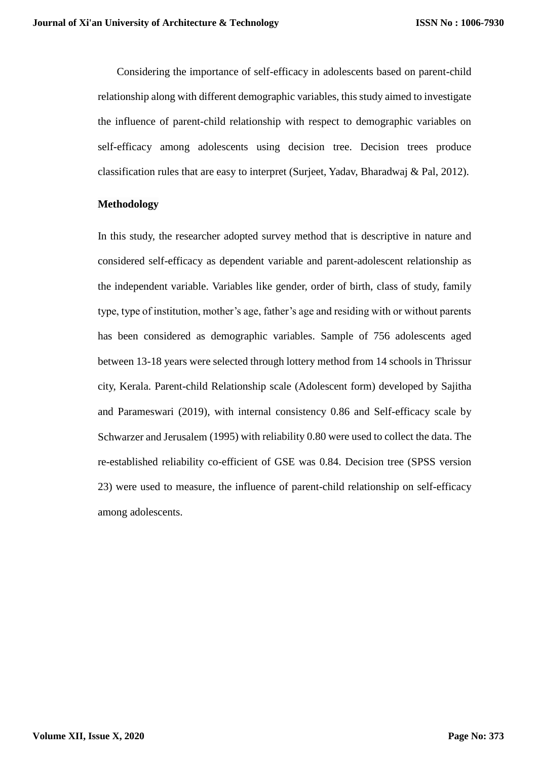Considering the importance of self-efficacy in adolescents based on parent-child relationship along with different demographic variables, this study aimed to investigate the influence of parent-child relationship with respect to demographic variables on self-efficacy among adolescents using decision tree. Decision trees produce classification rules that are easy to interpret (Surjeet, Yadav, Bharadwaj & Pal, 2012).

**Methodology**

In this study, the researcher adopted survey method that is descriptive in nature and considered self-efficacy as dependent variable and parent-adolescent relationship as the independent variable. Variables like gender, order of birth, class of study, family type, type of institution, mother's age, father's age and residing with or without parents has been considered as demographic variables. Sample of 756 adolescents aged between 13-18 years were selected through lottery method from 14 schools in Thrissur city, Kerala. Parent-child Relationship scale (Adolescent form) developed by Sajitha and Parameswari (2019), with internal consistency 0.86 and Self-efficacy scale by Schwarzer and Jerusalem (1995) with reliability 0.80 were used to collect the data. The re-established reliability co-efficient of GSE was 0.84. Decision tree (SPSS version 23) were used to measure, the influence of parent-child relationship on self-efficacy among adolescents.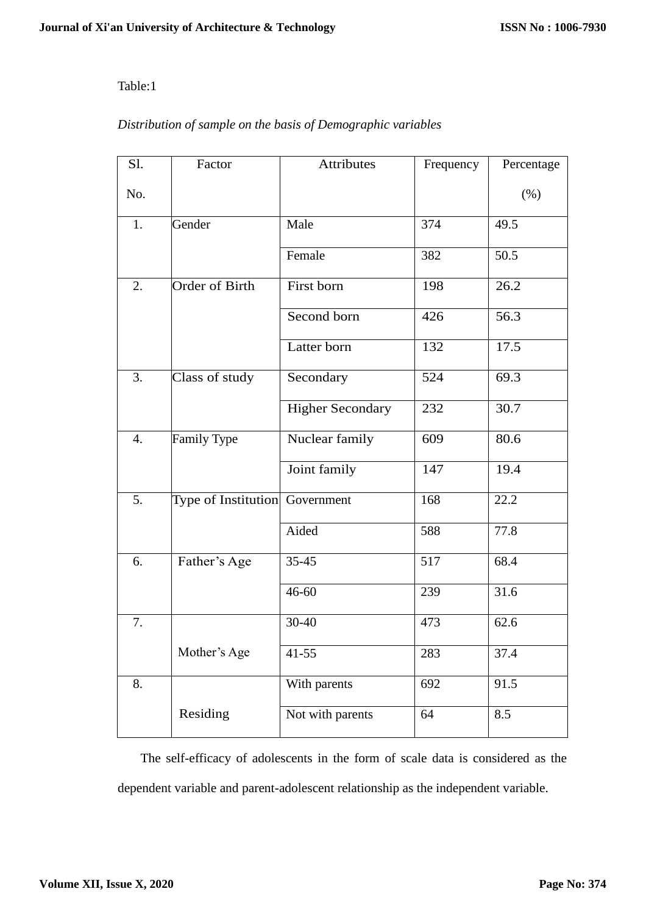Table:1

*Distribution of sample on the basis of Demographic variables*

| Sl. No. | Factor | Attributes | Frequency | Percentage (%) |
|---|---|---|---|---|
| 1. | Gender | Male | 374 | 49.5 |
| | | Female | 382 | 50.5 |
| 2. | Order of Birth | First born | 198 | 26.2 |
| | | Second born | 426 | 56.3 |
| | | Latter born | 132 | 17.5 |
| 3. | Class of study | Secondary | 524 | 69.3 |
| | | Higher Secondary | 232 | 30.7 |
| 4. | Family Type | Nuclear family | 609 | 80.6 |
| | | Joint family | 147 | 19.4 |
| 5. | Type of Institution | Government | 168 | 22.2 |
| | | Aided | 588 | 77.8 |
| 6. | Father's Age | 35-45 | 517 | 68.4 |
| | | 46-60 | 239 | 31.6 |
| 7. | Mother's Age | 30-40 | 473 | 62.6 |
| | | 41-55 | 283 | 37.4 |
| 8. | Residing | With parents | 692 | 91.5 |
| | | Not with parents | 64 | 8.5 |

The self-efficacy of adolescents in the form of scale data is considered as the dependent variable and parent-adolescent relationship as the independent variable.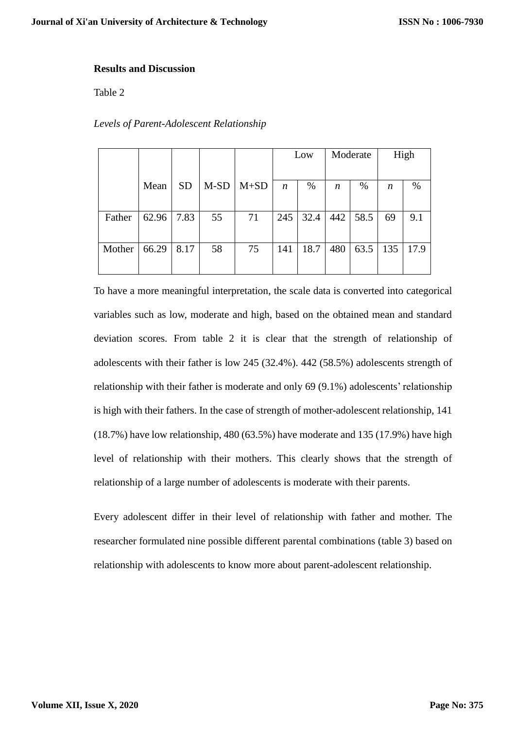## Results and Discussion

Table 2

*Levels of Parent-Adolescent Relationship*

| | Mean | SD | M-SD | M+SD | Low | | Moderate | | High | |
|---|---|---|---|---|---|---|---|---|---|---|
| | | | | | *n* | % | *n* | % | *n* | % |
| Father | 62.96 | 7.83 | 55 | 71 | 245 | 32.4 | 442 | 58.5 | 69 | 9.1 |
| Mother | 66.29 | 8.17 | 58 | 75 | 141 | 18.7 | 480 | 63.5 | 135 | 17.9 |

To have a more meaningful interpretation, the scale data is converted into categorical variables such as low, moderate and high, based on the obtained mean and standard deviation scores. From table 2 it is clear that the strength of relationship of adolescents with their father is low 245 (32.4%). 442 (58.5%) adolescents strength of relationship with their father is moderate and only 69 (9.1%) adolescents' relationship is high with their fathers. In the case of strength of mother-adolescent relationship, 141 (18.7%) have low relationship, 480 (63.5%) have moderate and 135 (17.9%) have high level of relationship with their mothers. This clearly shows that the strength of relationship of a large number of adolescents is moderate with their parents.

Every adolescent differ in their level of relationship with father and mother. The researcher formulated nine possible different parental combinations (table 3) based on relationship with adolescents to know more about parent-adolescent relationship.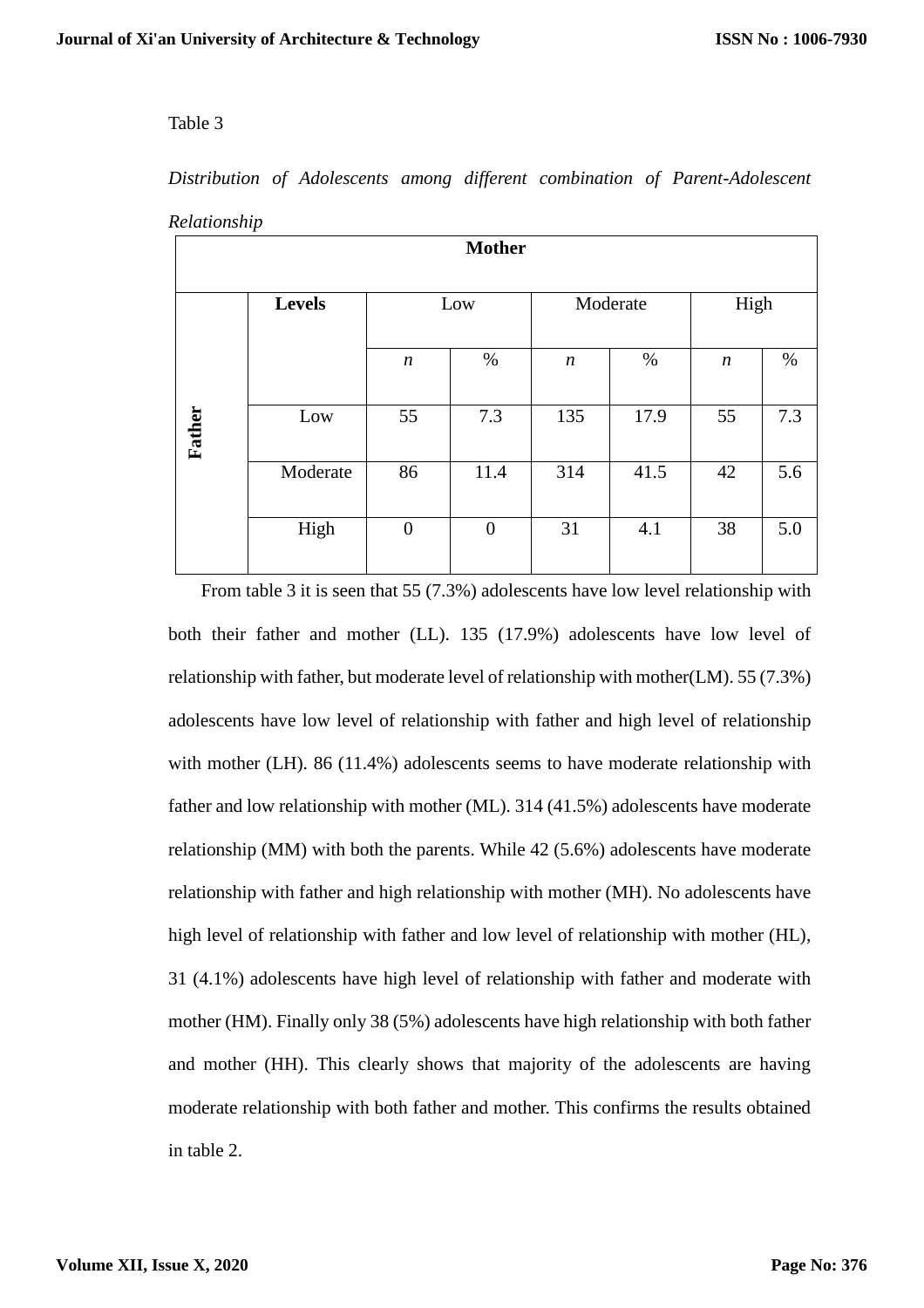Table 3

*Distribution of Adolescents among different combination of Parent-Adolescent Relationship*

| | | Mother | | | | | |
|---|---|---|---|---|---|---|---|
| | **Levels** | Low | | Moderate | | High | |
| | | *n* | % | *n* | % | *n* | % |
| **Father** | Low | 55 | 7.3 | 135 | 17.9 | 55 | 7.3 |
| | Moderate | 86 | 11.4 | 314 | 41.5 | 42 | 5.6 |
| | High | 0 | 0 | 31 | 4.1 | 38 | 5.0 |

From table 3 it is seen that 55 (7.3%) adolescents have low level relationship with both their father and mother (LL). 135 (17.9%) adolescents have low level of relationship with father, but moderate level of relationship with mother(LM). 55 (7.3%) adolescents have low level of relationship with father and high level of relationship with mother (LH). 86 (11.4%) adolescents seems to have moderate relationship with father and low relationship with mother (ML). 314 (41.5%) adolescents have moderate relationship (MM) with both the parents. While 42 (5.6%) adolescents have moderate relationship with father and high relationship with mother (MH). No adolescents have high level of relationship with father and low level of relationship with mother (HL), 31 (4.1%) adolescents have high level of relationship with father and moderate with mother (HM). Finally only 38 (5%) adolescents have high relationship with both father and mother (HH). This clearly shows that majority of the adolescents are having moderate relationship with both father and mother. This confirms the results obtained in table 2.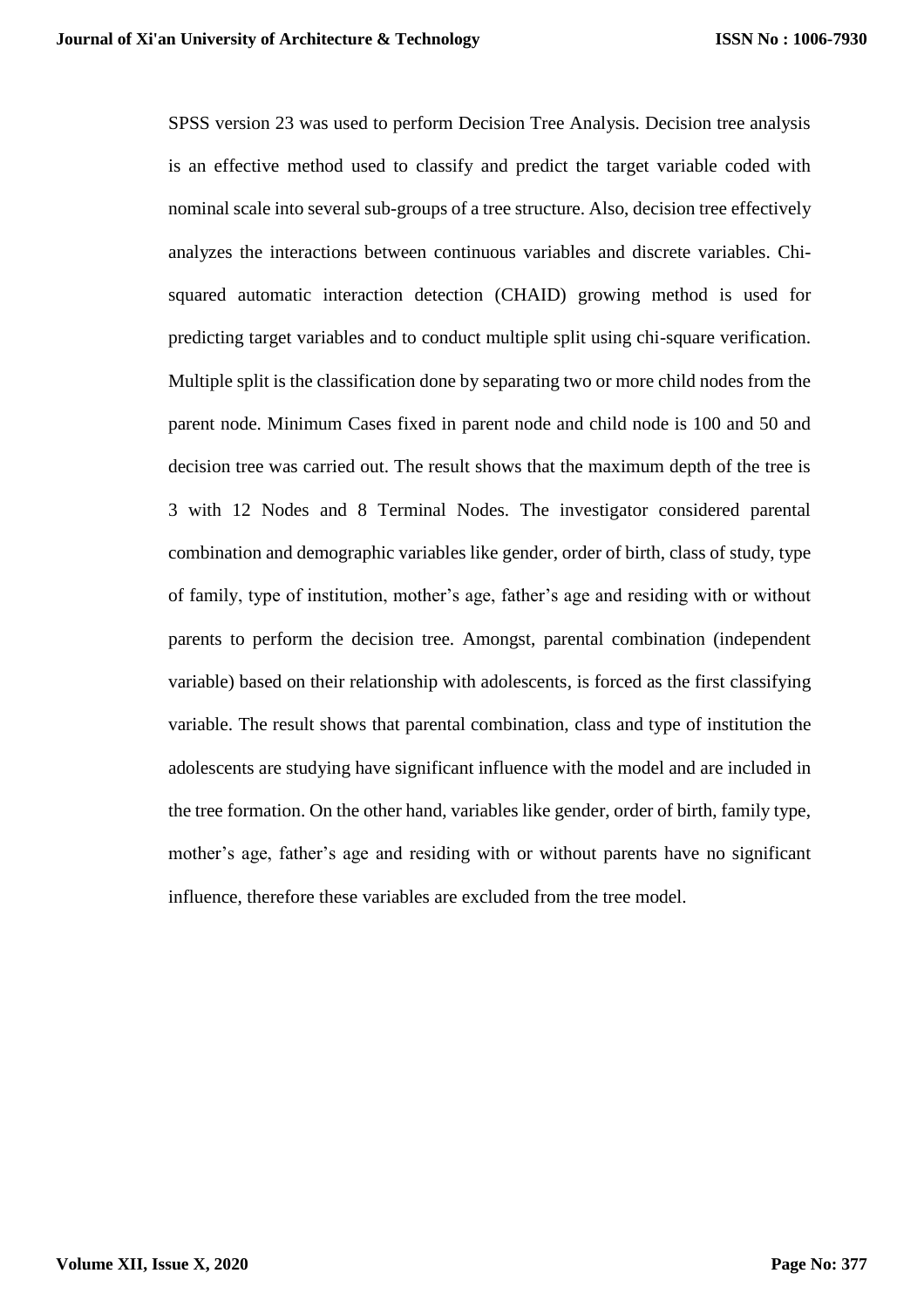SPSS version 23 was used to perform Decision Tree Analysis. Decision tree analysis is an effective method used to classify and predict the target variable coded with nominal scale into several sub-groups of a tree structure. Also, decision tree effectively analyzes the interactions between continuous variables and discrete variables. Chi-squared automatic interaction detection (CHAID) growing method is used for predicting target variables and to conduct multiple split using chi-square verification. Multiple split is the classification done by separating two or more child nodes from the parent node. Minimum Cases fixed in parent node and child node is 100 and 50 and decision tree was carried out. The result shows that the maximum depth of the tree is 3 with 12 Nodes and 8 Terminal Nodes. The investigator considered parental combination and demographic variables like gender, order of birth, class of study, type of family, type of institution, mother's age, father's age and residing with or without parents to perform the decision tree. Amongst, parental combination (independent variable) based on their relationship with adolescents, is forced as the first classifying variable. The result shows that parental combination, class and type of institution the adolescents are studying have significant influence with the model and are included in the tree formation. On the other hand, variables like gender, order of birth, family type, mother's age, father's age and residing with or without parents have no significant influence, therefore these variables are excluded from the tree model.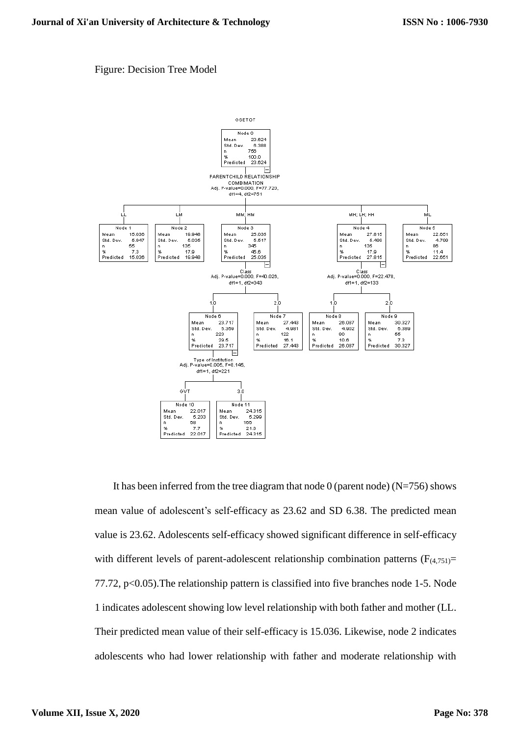Figure: Decision Tree Model

SETOT

| Node | Branch | Mean | Std. Dev. | n | % | Predicted |
|---|---|---|---|---|---|---|
| Node 0 | — | 23.624 | 6.388 | 756 | 100.0 | 23.624 |
| Node 1 | LL | 15.036 | 5.647 | 55 | 7.3 | 15.036 |
| Node 2 | LM | 19.948 | 5.035 | 135 | 17.9 | 19.948 |
| Node 3 | MM; HM | 25.035 | 5.517 | 345 | 45.6 | 25.035 |
| Node 4 | MH; LH; HH | 27.815 | 5.499 | 135 | 17.9 | 27.815 |
| Node 5 | ML | 22.651 | 4.799 | 86 | 11.4 | 22.651 |
| Node 6 | 1.0 | 23.717 | 5.359 | 223 | 29.5 | 23.717 |
| Node 7 | 2.0 | 27.443 | 4.981 | 122 | 16.1 | 27.443 |
| Node 8 | 1.0 | 26.087 | 4.902 | 80 | 10.6 | 26.087 |
| Node 9 | 2.0 | 30.327 | 5.389 | 55 | 7.3 | 30.327 |
| Node 10 | GVT | 22.017 | 5.203 | 58 | 7.7 | 22.017 |
| Node 11 | 3.0 | 24.315 | 5.299 | 165 | 21.8 | 24.315 |

Splits:

- Node 0 → Nodes 1–5: PARENTCHILD RELATIONSHIP COMBINATION, Adj. P-value=0.000, F=77.720, df1=4, df2=751
- Node 3 → Nodes 6–7: Class, Adj. P-value=0.000, F=40.026, df1=1, df2=343
- Node 4 → Nodes 8–9: Class, Adj. P-value=0.000, F=22.478, df1=1, df2=133
- Node 6 → Nodes 10–11: Type of Institution, Adj. P-value=0.005, F=8.145, df1=1, df2=221

It has been inferred from the tree diagram that node 0 (parent node) (N=756) shows mean value of adolescent's self-efficacy as 23.62 and SD 6.38. The predicted mean value is 23.62. Adolescents self-efficacy showed significant difference in self-efficacy with different levels of parent-adolescent relationship combination patterns ($F_{(4,751)}$= 77.72, $p<0.05$).The relationship pattern is classified into five branches node 1-5. Node 1 indicates adolescent showing low level relationship with both father and mother (LL. Their predicted mean value of their self-efficacy is 15.036. Likewise, node 2 indicates adolescents who had lower relationship with father and moderate relationship with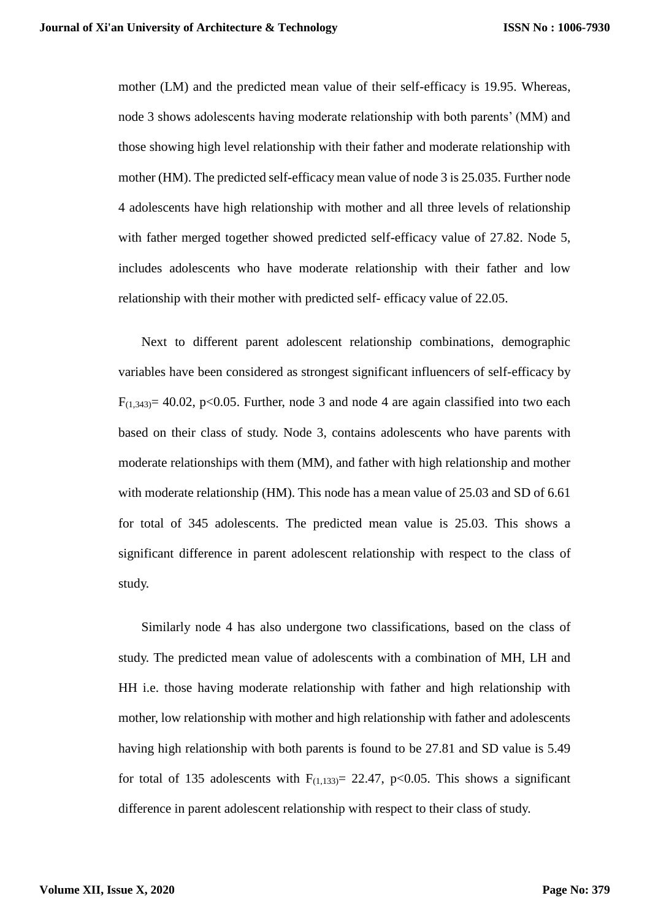mother (LM) and the predicted mean value of their self-efficacy is 19.95. Whereas, node 3 shows adolescents having moderate relationship with both parents' (MM) and those showing high level relationship with their father and moderate relationship with mother (HM). The predicted self-efficacy mean value of node 3 is 25.035. Further node 4 adolescents have high relationship with mother and all three levels of relationship with father merged together showed predicted self-efficacy value of 27.82. Node 5, includes adolescents who have moderate relationship with their father and low relationship with their mother with predicted self- efficacy value of 22.05.

Next to different parent adolescent relationship combinations, demographic variables have been considered as strongest significant influencers of self-efficacy by $F_{(1,343)}$= 40.02, $p<0.05$. Further, node 3 and node 4 are again classified into two each based on their class of study. Node 3, contains adolescents who have parents with moderate relationships with them (MM), and father with high relationship and mother with moderate relationship (HM). This node has a mean value of 25.03 and SD of 6.61 for total of 345 adolescents. The predicted mean value is 25.03. This shows a significant difference in parent adolescent relationship with respect to the class of study.

Similarly node 4 has also undergone two classifications, based on the class of study. The predicted mean value of adolescents with a combination of MH, LH and HH i.e. those having moderate relationship with father and high relationship with mother, low relationship with mother and high relationship with father and adolescents having high relationship with both parents is found to be 27.81 and SD value is 5.49 for total of 135 adolescents with $F_{(1,133)}$= 22.47, $p<0.05$. This shows a significant difference in parent adolescent relationship with respect to their class of study.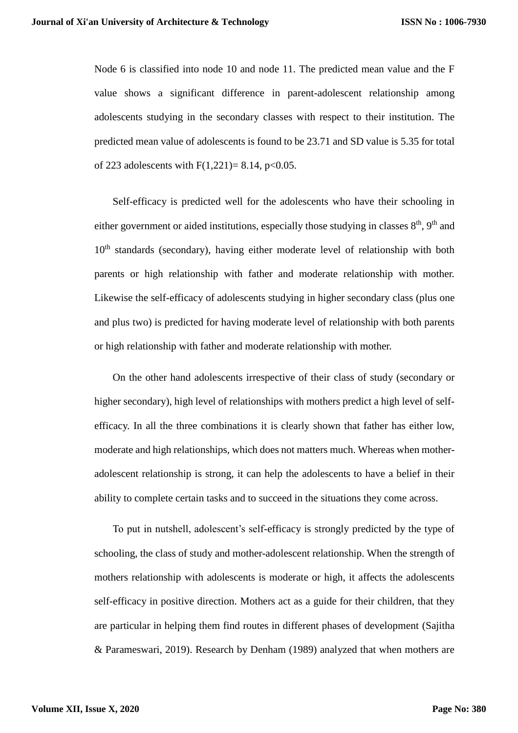Node 6 is classified into node 10 and node 11. The predicted mean value and the F value shows a significant difference in parent-adolescent relationship among adolescents studying in the secondary classes with respect to their institution. The predicted mean value of adolescents is found to be 23.71 and SD value is 5.35 for total of 223 adolescents with $F(1,221) = 8.14$, $p<0.05$.

Self-efficacy is predicted well for the adolescents who have their schooling in either government or aided institutions, especially those studying in classes 8th, 9th and 10th standards (secondary), having either moderate level of relationship with both parents or high relationship with father and moderate relationship with mother. Likewise the self-efficacy of adolescents studying in higher secondary class (plus one and plus two) is predicted for having moderate level of relationship with both parents or high relationship with father and moderate relationship with mother.

On the other hand adolescents irrespective of their class of study (secondary or higher secondary), high level of relationships with mothers predict a high level of self-efficacy. In all the three combinations it is clearly shown that father has either low, moderate and high relationships, which does not matters much. Whereas when mother-adolescent relationship is strong, it can help the adolescents to have a belief in their ability to complete certain tasks and to succeed in the situations they come across.

To put in nutshell, adolescent's self-efficacy is strongly predicted by the type of schooling, the class of study and mother-adolescent relationship. When the strength of mothers relationship with adolescents is moderate or high, it affects the adolescents self-efficacy in positive direction. Mothers act as a guide for their children, that they are particular in helping them find routes in different phases of development (Sajitha & Parameswari, 2019). Research by Denham (1989) analyzed that when mothers are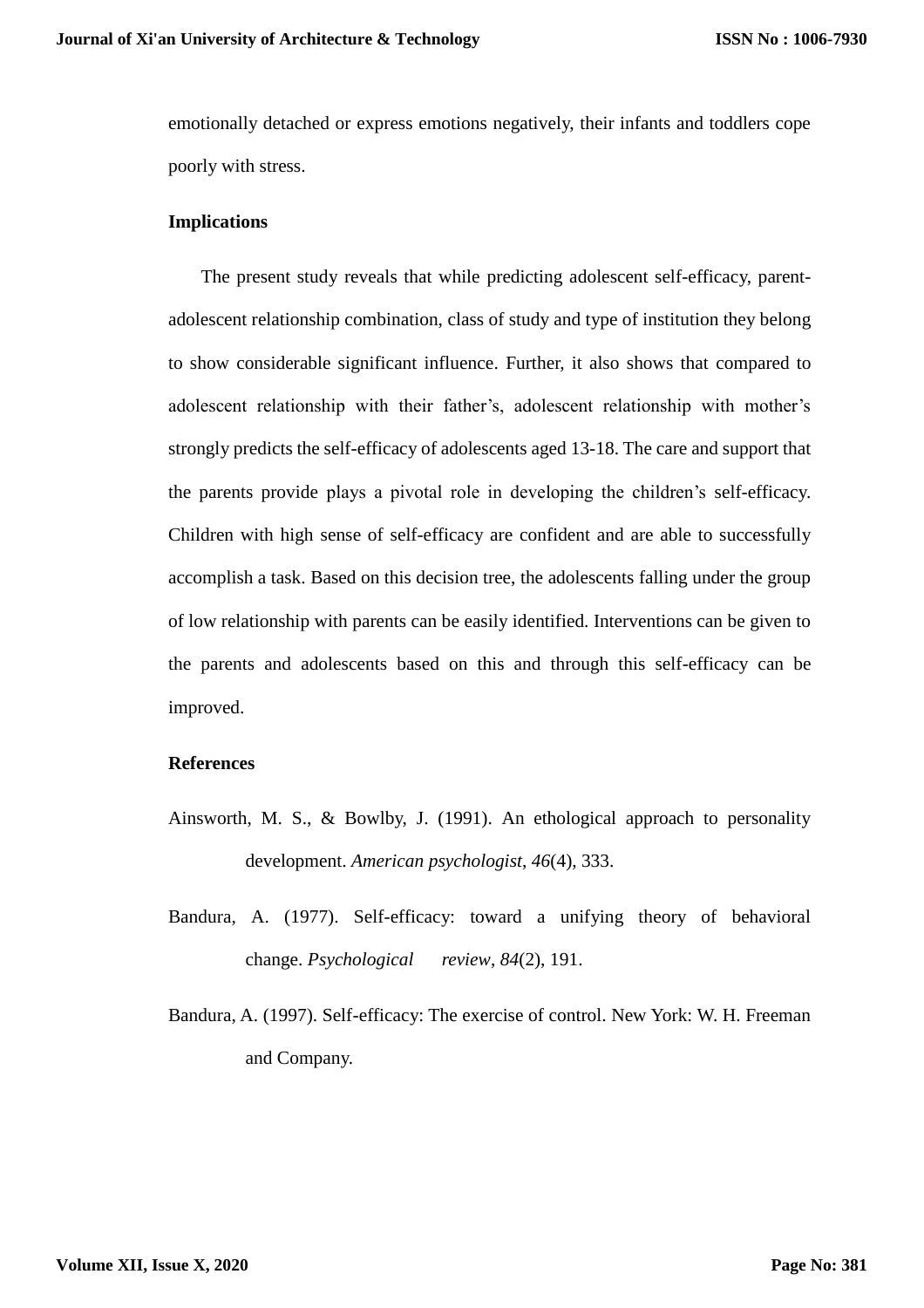emotionally detached or express emotions negatively, their infants and toddlers cope poorly with stress.

## Implications

The present study reveals that while predicting adolescent self-efficacy, parent-adolescent relationship combination, class of study and type of institution they belong to show considerable significant influence. Further, it also shows that compared to adolescent relationship with their father's, adolescent relationship with mother's strongly predicts the self-efficacy of adolescents aged 13-18. The care and support that the parents provide plays a pivotal role in developing the children's self-efficacy. Children with high sense of self-efficacy are confident and are able to successfully accomplish a task. Based on this decision tree, the adolescents falling under the group of low relationship with parents can be easily identified. Interventions can be given to the parents and adolescents based on this and through this self-efficacy can be improved.

## References

Ainsworth, M. S., & Bowlby, J. (1991). An ethological approach to personality development. *American psychologist*, *46*(4), 333.

Bandura, A. (1977). Self-efficacy: toward a unifying theory of behavioral change. *Psychological review*, *84*(2), 191.

Bandura, A. (1997). Self-efficacy: The exercise of control. New York: W. H. Freeman and Company.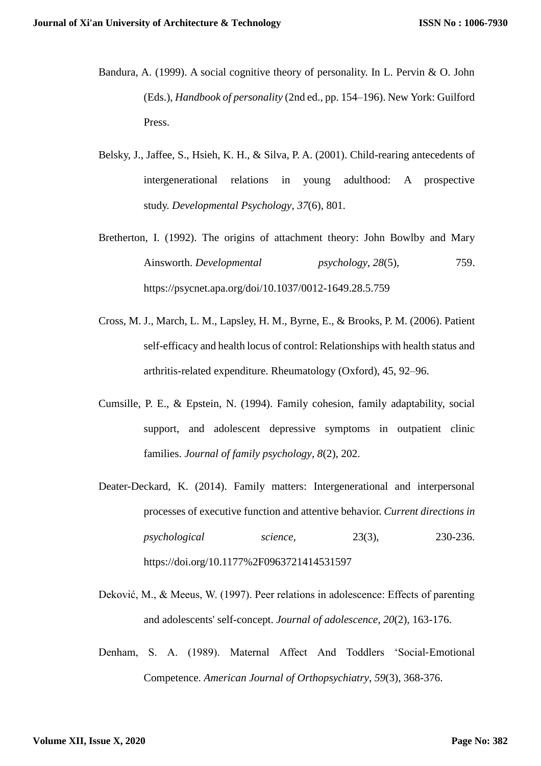Bandura, A. (1999). A social cognitive theory of personality. In L. Pervin & O. John (Eds.), *Handbook of personality* (2nd ed., pp. 154–196). New York: Guilford Press.

Belsky, J., Jaffee, S., Hsieh, K. H., & Silva, P. A. (2001). Child-rearing antecedents of intergenerational relations in young adulthood: A prospective study. *Developmental Psychology*, *37*(6), 801.

Bretherton, I. (1992). The origins of attachment theory: John Bowlby and Mary Ainsworth. *Developmental psychology*, *28*(5), 759. https://psycnet.apa.org/doi/10.1037/0012-1649.28.5.759

Cross, M. J., March, L. M., Lapsley, H. M., Byrne, E., & Brooks, P. M. (2006). Patient self-efficacy and health locus of control: Relationships with health status and arthritis-related expenditure. Rheumatology (Oxford), 45, 92–96.

Cumsille, P. E., & Epstein, N. (1994). Family cohesion, family adaptability, social support, and adolescent depressive symptoms in outpatient clinic families. *Journal of family psychology*, *8*(2), 202.

Deater-Deckard, K. (2014). Family matters: Intergenerational and interpersonal processes of executive function and attentive behavior. *Current directions in psychological science*, 23(3), 230-236. https://doi.org/10.1177%2F0963721414531597

Deković, M., & Meeus, W. (1997). Peer relations in adolescence: Effects of parenting and adolescents' self-concept. *Journal of adolescence*, *20*(2), 163-176.

Denham, S. A. (1989). Maternal Affect And Toddlers 'Social‐Emotional Competence. *American Journal of Orthopsychiatry*, *59*(3), 368-376.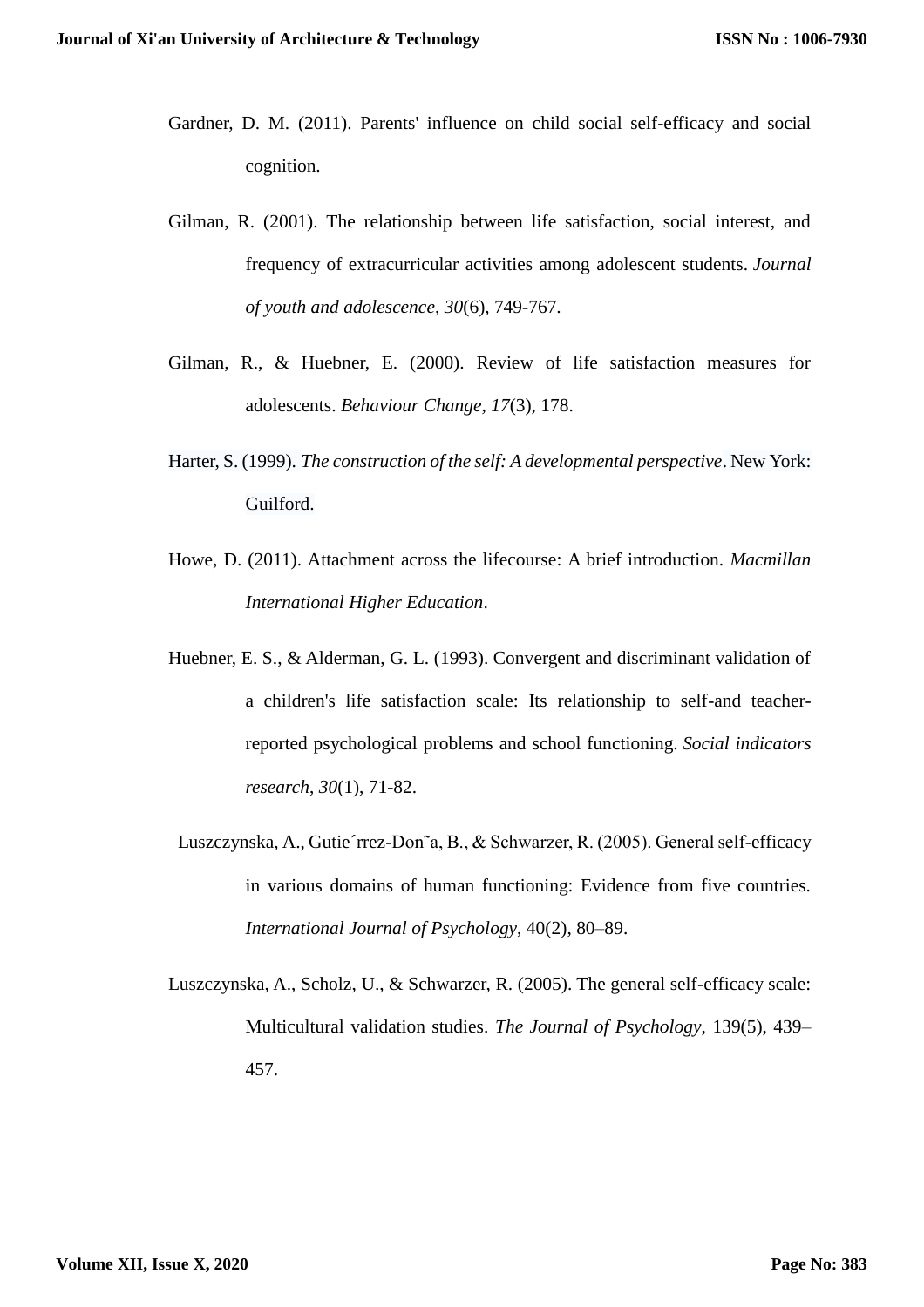Gardner, D. M. (2011). Parents' influence on child social self-efficacy and social cognition.

Gilman, R. (2001). The relationship between life satisfaction, social interest, and frequency of extracurricular activities among adolescent students. *Journal of youth and adolescence*, *30*(6), 749-767.

Gilman, R., & Huebner, E. (2000). Review of life satisfaction measures for adolescents. *Behaviour Change*, *17*(3), 178.

Harter, S. (1999). *The construction of the self: A developmental perspective*. New York: Guilford.

Howe, D. (2011). Attachment across the lifecourse: A brief introduction. *Macmillan International Higher Education*.

Huebner, E. S., & Alderman, G. L. (1993). Convergent and discriminant validation of a children's life satisfaction scale: Its relationship to self-and teacher-reported psychological problems and school functioning. *Social indicators research*, *30*(1), 71-82.

Luszczynska, A., Gutie´rrez-Don˜a, B., & Schwarzer, R. (2005). General self-efficacy in various domains of human functioning: Evidence from five countries. *International Journal of Psychology*, 40(2), 80–89.

Luszczynska, A., Scholz, U., & Schwarzer, R. (2005). The general self-efficacy scale: Multicultural validation studies. *The Journal of Psychology*, 139(5), 439–457.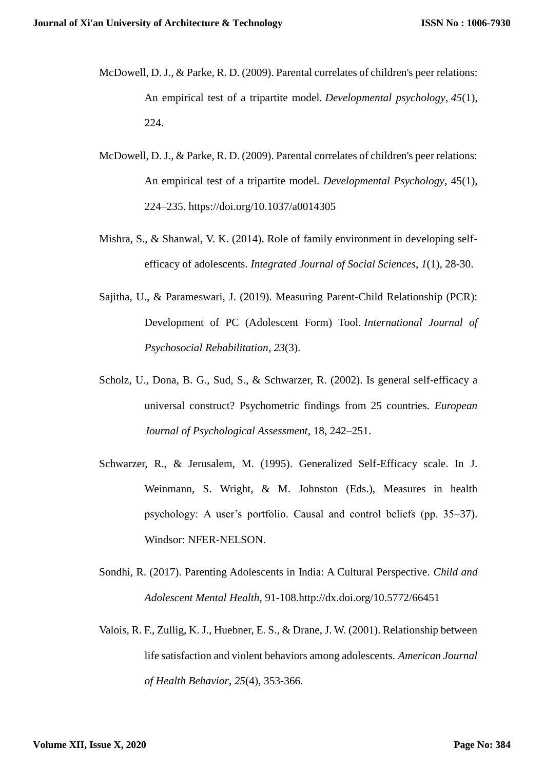McDowell, D. J., & Parke, R. D. (2009). Parental correlates of children's peer relations: An empirical test of a tripartite model. *Developmental psychology*, *45*(1), 224.

McDowell, D. J., & Parke, R. D. (2009). Parental correlates of children's peer relations: An empirical test of a tripartite model. *Developmental Psychology*, 45(1), 224–235. https://doi.org/10.1037/a0014305

Mishra, S., & Shanwal, V. K. (2014). Role of family environment in developing self-efficacy of adolescents. *Integrated Journal of Social Sciences*, *1*(1), 28-30.

Sajitha, U., & Parameswari, J. (2019). Measuring Parent-Child Relationship (PCR): Development of PC (Adolescent Form) Tool. *International Journal of Psychosocial Rehabilitation*, *23*(3).

Scholz, U., Dona, B. G., Sud, S., & Schwarzer, R. (2002). Is general self-efficacy a universal construct? Psychometric findings from 25 countries. *European Journal of Psychological Assessment*, 18, 242–251.

Schwarzer, R., & Jerusalem, M. (1995). Generalized Self-Efficacy scale. In J. Weinmann, S. Wright, & M. Johnston (Eds.), Measures in health psychology: A user's portfolio. Causal and control beliefs (pp. 35–37). Windsor: NFER-NELSON.

Sondhi, R. (2017). Parenting Adolescents in India: A Cultural Perspective. *Child and Adolescent Mental Health*, 91-108.http://dx.doi.org/10.5772/66451

Valois, R. F., Zullig, K. J., Huebner, E. S., & Drane, J. W. (2001). Relationship between life satisfaction and violent behaviors among adolescents. *American Journal of Health Behavior*, *25*(4), 353-366.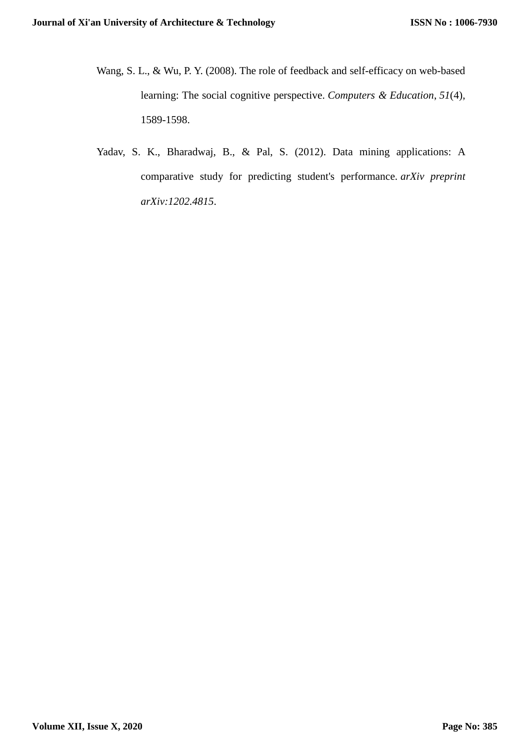Wang, S. L., & Wu, P. Y. (2008). The role of feedback and self-efficacy on web-based learning: The social cognitive perspective. *Computers & Education*, *51*(4), 1589-1598.

Yadav, S. K., Bharadwaj, B., & Pal, S. (2012). Data mining applications: A comparative study for predicting student's performance. *arXiv preprint arXiv:1202.4815*.